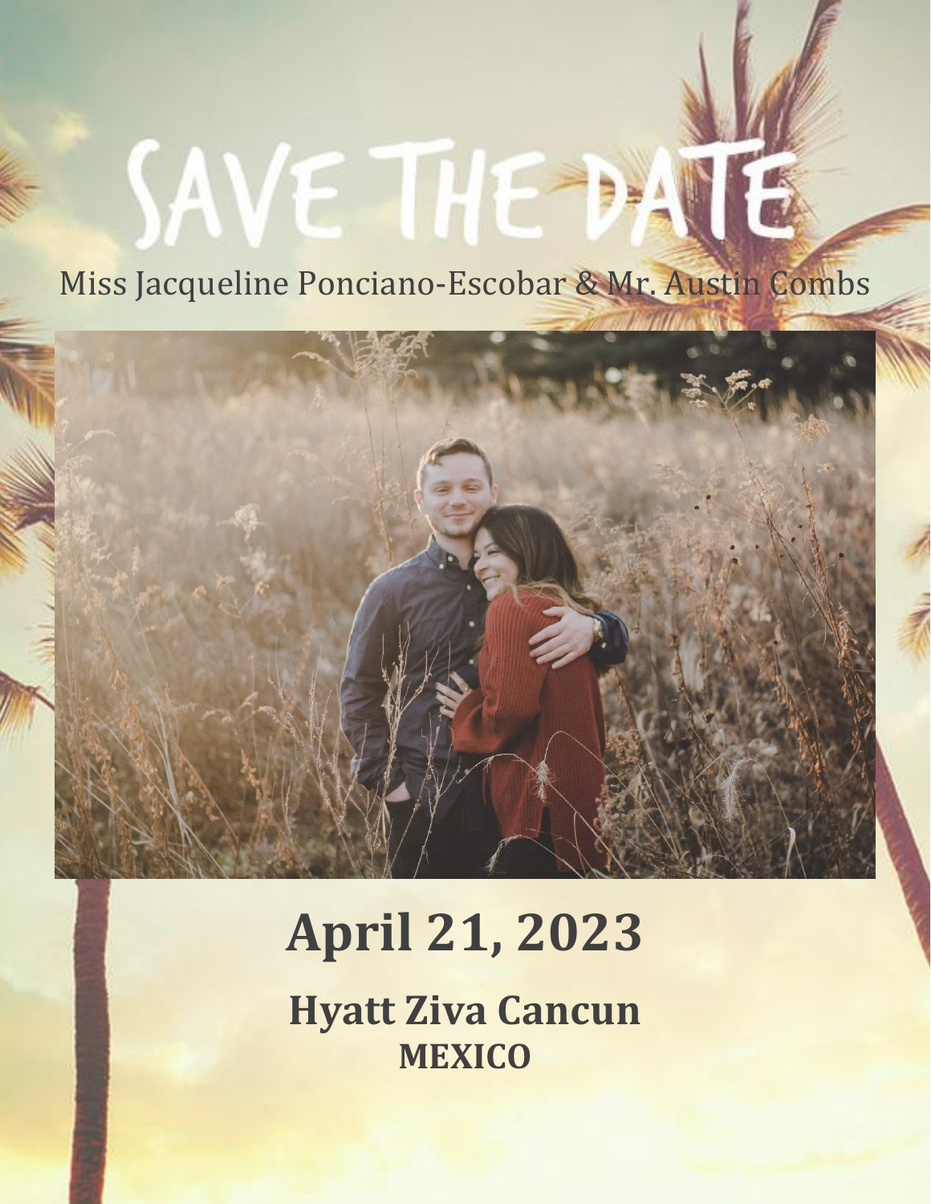# SAVE THE DATE

Miss Jacqueline Ponciano-Escobar & Mr. Austin Combs

## April 21, 2023

### Hyatt Ziva Cancun

**MEXICO**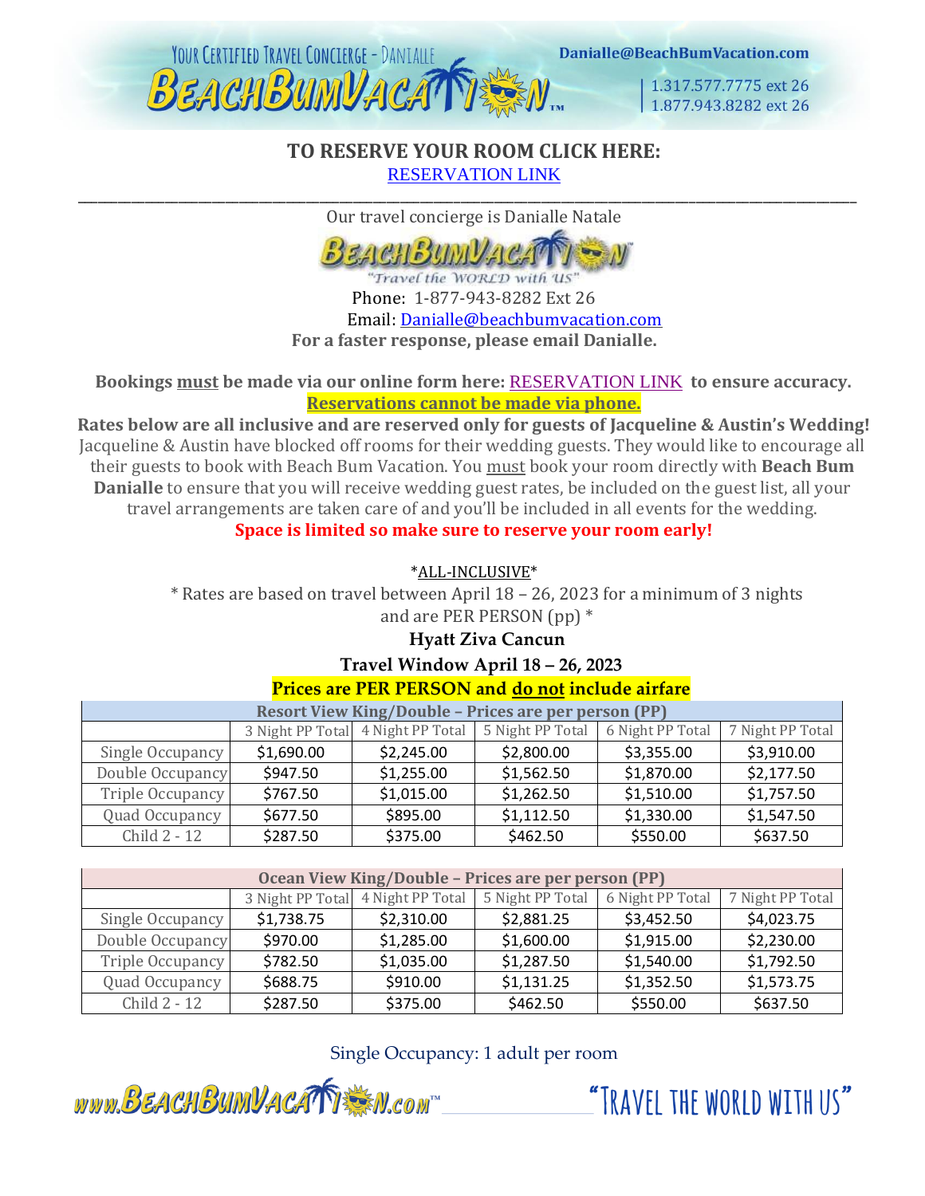YOUR CERTIFIED TRAVEL CONCIERGE - DANIALLE

BEACHBUMVACATION™

Danialle@BeachBumVacation.com

1.317.577.7775 ext 26
1.877.943.8282 ext 26

**TO RESERVE YOUR ROOM CLICK HERE:**
RESERVATION LINK

---

Our travel concierge is Danialle Natale

BEACHBUMVACATION™
"Travel the WORLD with US"

Phone: 1-877-943-8282 Ext 26
Email: Danialle@beachbumvacation.com
**For a faster response, please email Danialle.**

**Bookings must be made via our online form here: RESERVATION LINK to ensure accuracy.**
**Reservations cannot be made via phone.**

**Rates below are all inclusive and are reserved only for guests of Jacqueline & Austin's Wedding!** Jacqueline & Austin have blocked off rooms for their wedding guests. They would like to encourage all their guests to book with Beach Bum Vacation. You must book your room directly with **Beach Bum Danialle** to ensure that you will receive wedding guest rates, be included on the guest list, all your travel arrangements are taken care of and you'll be included in all events for the wedding.

**Space is limited so make sure to reserve your room early!**

*ALL-INCLUSIVE*

* Rates are based on travel between April 18 – 26, 2023 for a minimum of 3 nights and are PER PERSON (pp) *

**Hyatt Ziva Cancun**

**Travel Window April 18 – 26, 2023**

**Prices are PER PERSON and do not include airfare**

| Resort View King/Double – Prices are per person (PP) | | | | | |
|---|---|---|---|---|---|
| | 3 Night PP Total | 4 Night PP Total | 5 Night PP Total | 6 Night PP Total | 7 Night PP Total |
| Single Occupancy | $1,690.00 | $2,245.00 | $2,800.00 | $3,355.00 | $3,910.00 |
| Double Occupancy | $947.50 | $1,255.00 | $1,562.50 | $1,870.00 | $2,177.50 |
| Triple Occupancy | $767.50 | $1,015.00 | $1,262.50 | $1,510.00 | $1,757.50 |
| Quad Occupancy | $677.50 | $895.00 | $1,112.50 | $1,330.00 | $1,547.50 |
| Child 2 - 12 | $287.50 | $375.00 | $462.50 | $550.00 | $637.50 |

| Ocean View King/Double – Prices are per person (PP) | | | | | |
|---|---|---|---|---|---|
| | 3 Night PP Total | 4 Night PP Total | 5 Night PP Total | 6 Night PP Total | 7 Night PP Total |
| Single Occupancy | $1,738.75 | $2,310.00 | $2,881.25 | $3,452.50 | $4,023.75 |
| Double Occupancy | $970.00 | $1,285.00 | $1,600.00 | $1,915.00 | $2,230.00 |
| Triple Occupancy | $782.50 | $1,035.00 | $1,287.50 | $1,540.00 | $1,792.50 |
| Quad Occupancy | $688.75 | $910.00 | $1,131.25 | $1,352.50 | $1,573.75 |
| Child 2 - 12 | $287.50 | $375.00 | $462.50 | $550.00 | $637.50 |

Single Occupancy: 1 adult per room

www.BEACHBUMVACATION.com™ "TRAVEL THE WORLD WITH US"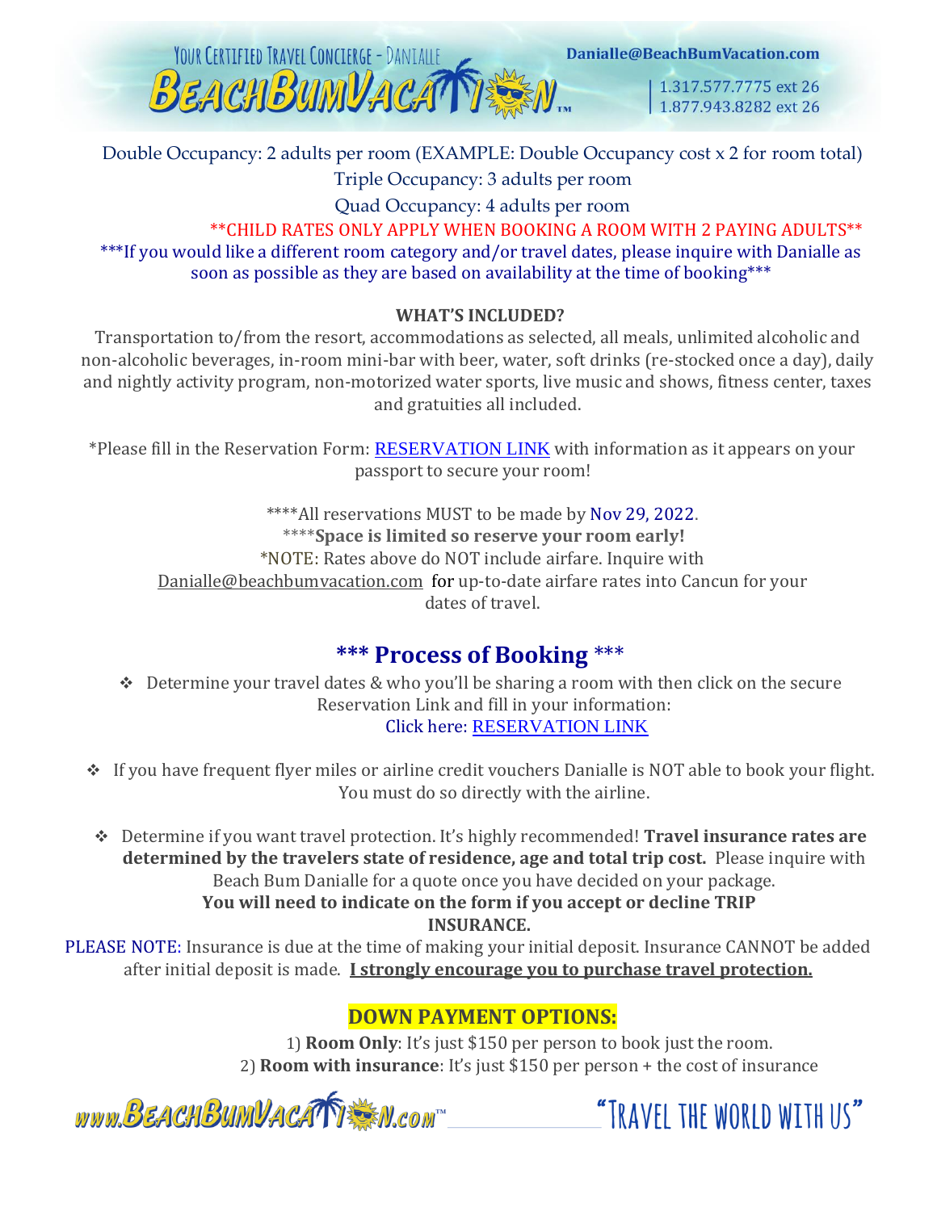Double Occupancy: 2 adults per room (EXAMPLE: Double Occupancy cost x 2 for room total)
Triple Occupancy: 3 adults per room
Quad Occupancy: 4 adults per room

**CHILD RATES ONLY APPLY WHEN BOOKING A ROOM WITH 2 PAYING ADULTS**

***If you would like a different room category and/or travel dates, please inquire with Danialle as soon as possible as they are based on availability at the time of booking***

**WHAT'S INCLUDED?**

Transportation to/from the resort, accommodations as selected, all meals, unlimited alcoholic and non-alcoholic beverages, in-room mini-bar with beer, water, soft drinks (re-stocked once a day), daily and nightly activity program, non-motorized water sports, live music and shows, fitness center, taxes and gratuities all included.

*Please fill in the Reservation Form: RESERVATION LINK with information as it appears on your passport to secure your room!

****All reservations MUST to be made by Nov 29, 2022.
****Space is limited so reserve your room early!**
*NOTE: Rates above do NOT include airfare. Inquire with Danialle@beachbumvacation.com for up-to-date airfare rates into Cancun for your dates of travel.

## *** Process of Booking ***

- Determine your travel dates & who you'll be sharing a room with then click on the secure Reservation Link and fill in your information:
  Click here: RESERVATION LINK
- If you have frequent flyer miles or airline credit vouchers Danialle is NOT able to book your flight. You must do so directly with the airline.
- Determine if you want travel protection. It's highly recommended! **Travel insurance rates are determined by the travelers state of residence, age and total trip cost.** Please inquire with Beach Bum Danialle for a quote once you have decided on your package.
  **You will need to indicate on the form if you accept or decline TRIP INSURANCE.**

PLEASE NOTE: Insurance is due at the time of making your initial deposit. Insurance CANNOT be added after initial deposit is made. **I strongly encourage you to purchase travel protection.**

## DOWN PAYMENT OPTIONS:

1) **Room Only**: It's just $150 per person to book just the room.
2) **Room with insurance**: It's just $150 per person + the cost of insurance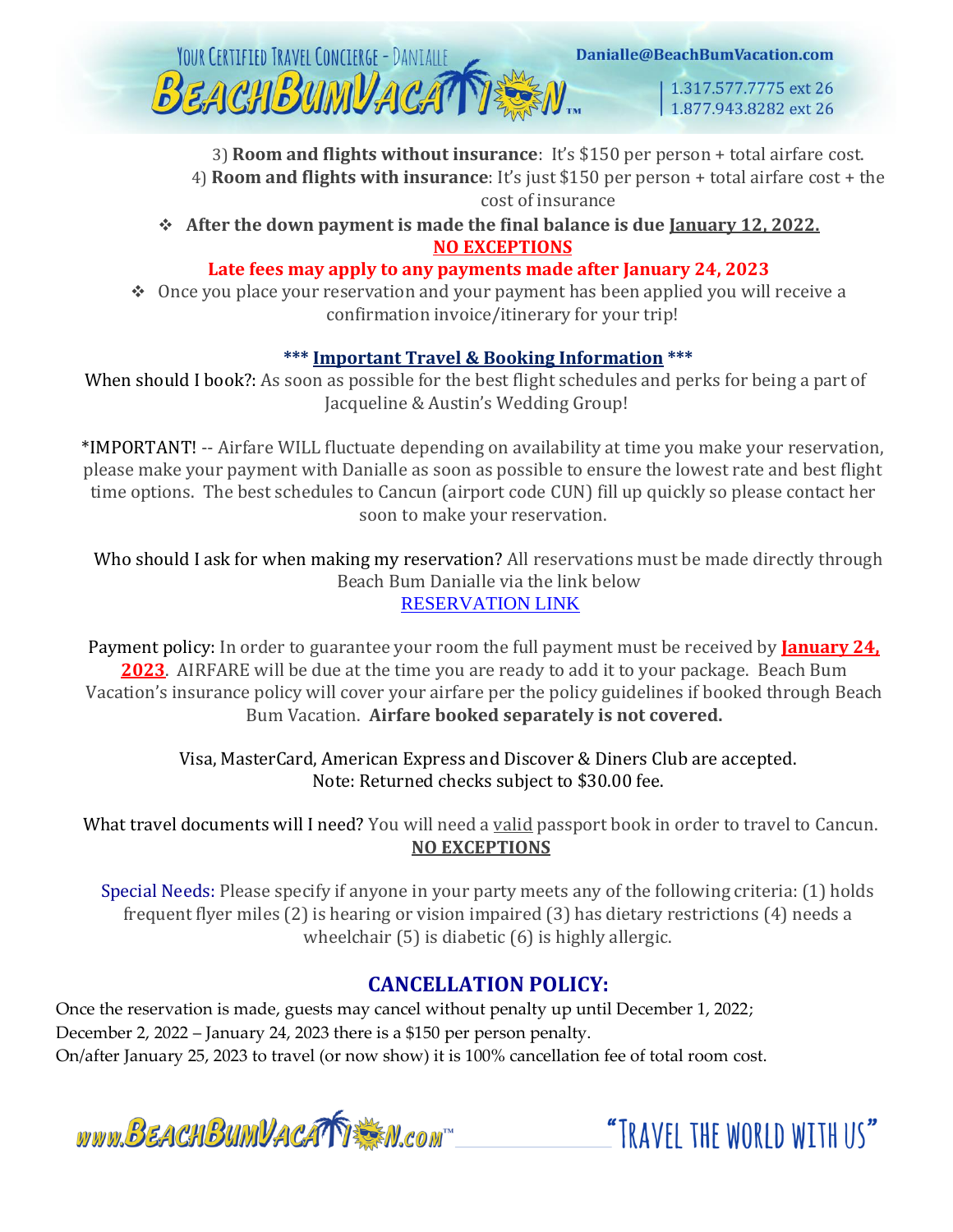3) **Room and flights without insurance**: It's $150 per person + total airfare cost.

4) **Room and flights with insurance**: It's just $150 per person + total airfare cost + the cost of insurance

- **After the down payment is made the final balance is due January 12, 2022.**

**NO EXCEPTIONS**

**Late fees may apply to any payments made after January 24, 2023**

- Once you place your reservation and your payment has been applied you will receive a confirmation invoice/itinerary for your trip!

**\*\*\* Important Travel & Booking Information \*\*\***

When should I book?: As soon as possible for the best flight schedules and perks for being a part of Jacqueline & Austin's Wedding Group!

*IMPORTANT! -- Airfare WILL fluctuate depending on availability at time you make your reservation, please make your payment with Danialle as soon as possible to ensure the lowest rate and best flight time options. The best schedules to Cancun (airport code CUN) fill up quickly so please contact her soon to make your reservation.

Who should I ask for when making my reservation? All reservations must be made directly through Beach Bum Danialle via the link below

RESERVATION LINK

Payment policy: In order to guarantee your room the full payment must be received by **January 24, 2023**. AIRFARE will be due at the time you are ready to add it to your package. Beach Bum Vacation's insurance policy will cover your airfare per the policy guidelines if booked through Beach Bum Vacation. **Airfare booked separately is not covered.**

Visa, MasterCard, American Express and Discover & Diners Club are accepted.
Note: Returned checks subject to $30.00 fee.

What travel documents will I need? You will need a valid passport book in order to travel to Cancun.
**NO EXCEPTIONS**

Special Needs: Please specify if anyone in your party meets any of the following criteria: (1) holds frequent flyer miles (2) is hearing or vision impaired (3) has dietary restrictions (4) needs a wheelchair (5) is diabetic (6) is highly allergic.

## CANCELLATION POLICY:

Once the reservation is made, guests may cancel without penalty up until December 1, 2022;
December 2, 2022 – January 24, 2023 there is a $150 per person penalty.
On/after January 25, 2023 to travel (or now show) it is 100% cancellation fee of total room cost.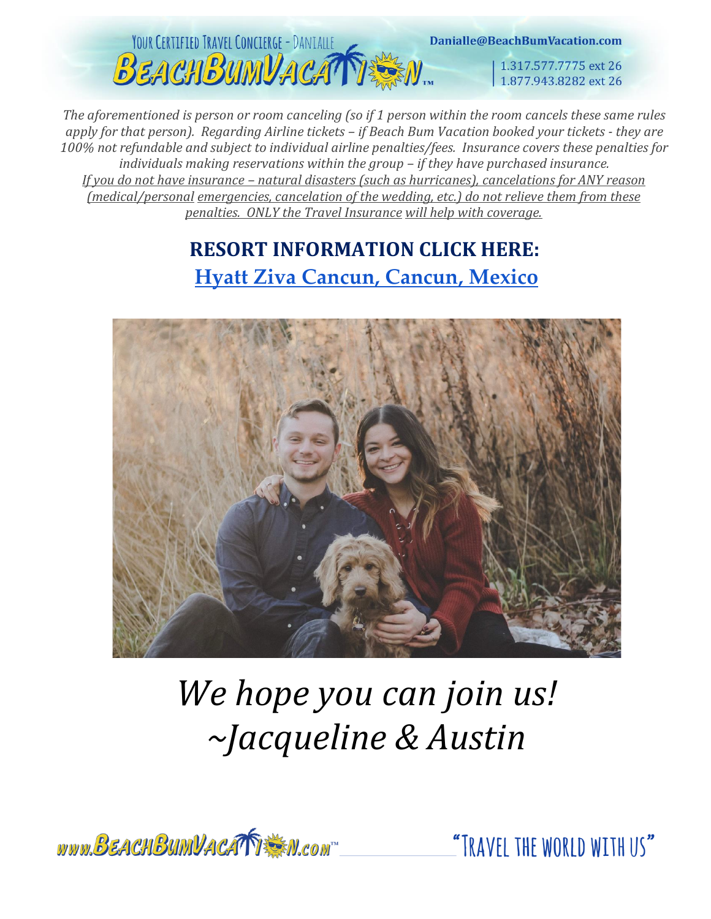*The aforementioned is person or room canceling (so if 1 person within the room cancels these same rules apply for that person). Regarding Airline tickets – if Beach Bum Vacation booked your tickets - they are 100% not refundable and subject to individual airline penalties/fees. Insurance covers these penalties for individuals making reservations within the group – if they have purchased insurance.*
*<u>If you do not have insurance – natural disasters (such as hurricanes), cancelations for ANY reason (medical/personal emergencies, cancelation of the wedding, etc.) do not relieve them from these penalties. ONLY the Travel Insurance will help with coverage.</u>*

## RESORT INFORMATION CLICK HERE:

## [Hyatt Ziva Cancun, Cancun, Mexico]()

*We hope you can join us!*
*~Jacqueline & Austin*